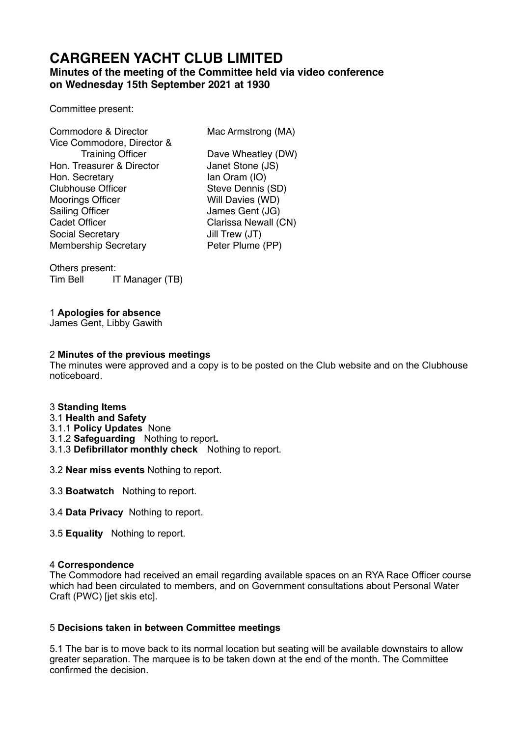# CARGREEN YACHT CLUB LIMITED

**Minutes of the meeting of the Committee held via video conference on Wednesday 15th September 2021 at 1930**

Committee present:

| | |
|---|---|
| Commodore & Director | Mac Armstrong (MA) |
| Vice Commodore, Director & Training Officer | Dave Wheatley (DW) |
| Hon. Treasurer & Director | Janet Stone (JS) |
| Hon. Secretary | Ian Oram (IO) |
| Clubhouse Officer | Steve Dennis (SD) |
| Moorings Officer | Will Davies (WD) |
| Sailing Officer | James Gent (JG) |
| Cadet Officer | Clarissa Newall (CN) |
| Social Secretary | Jill Trew (JT) |
| Membership Secretary | Peter Plume (PP) |

Others present:
Tim Bell IT Manager (TB)

1 **Apologies for absence**
James Gent, Libby Gawith

2 **Minutes of the previous meetings**
The minutes were approved and a copy is to be posted on the Club website and on the Clubhouse noticeboard.

3 **Standing Items**
3.1 **Health and Safety**
3.1.1 **Policy Updates** None
3.1.2 **Safeguarding** Nothing to report**.**
3.1.3 **Defibrillator monthly check** Nothing to report.

3.2 **Near miss events** Nothing to report.

3.3 **Boatwatch** Nothing to report.

3.4 **Data Privacy** Nothing to report.

3.5 **Equality** Nothing to report.

4 **Correspondence**
The Commodore had received an email regarding available spaces on an RYA Race Officer course which had been circulated to members, and on Government consultations about Personal Water Craft (PWC) [jet skis etc].

5 **Decisions taken in between Committee meetings**

5.1 The bar is to move back to its normal location but seating will be available downstairs to allow greater separation. The marquee is to be taken down at the end of the month. The Committee confirmed the decision.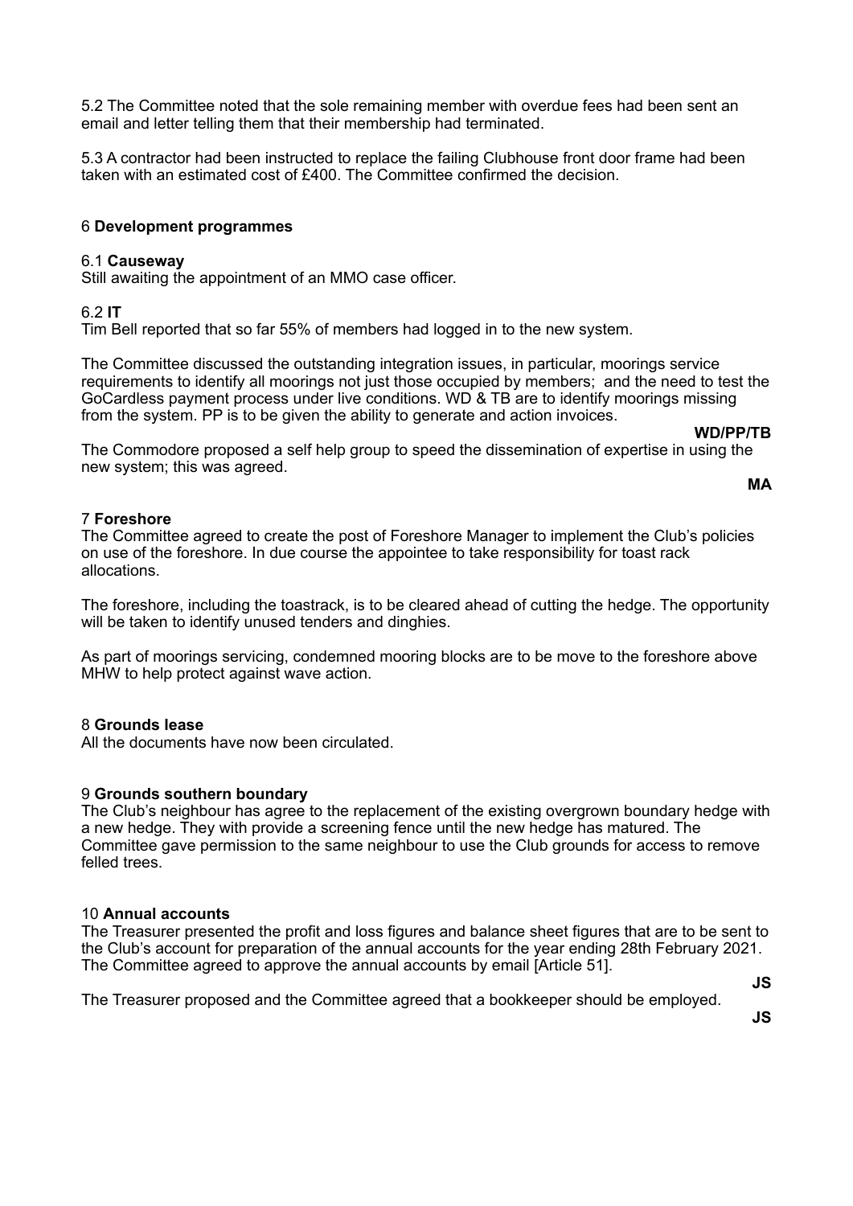5.2 The Committee noted that the sole remaining member with overdue fees had been sent an email and letter telling them that their membership had terminated.

5.3 A contractor had been instructed to replace the failing Clubhouse front door frame had been taken with an estimated cost of £400. The Committee confirmed the decision.

## 6 **Development programmes**

### 6.1 **Causeway**

Still awaiting the appointment of an MMO case officer.

### 6.2 **IT**

Tim Bell reported that so far 55% of members had logged in to the new system.

The Committee discussed the outstanding integration issues, in particular, moorings service requirements to identify all moorings not just those occupied by members; and the need to test the GoCardless payment process under live conditions. WD & TB are to identify moorings missing from the system. PP is to be given the ability to generate and action invoices.

**WD/PP/TB**

The Commodore proposed a self help group to speed the dissemination of expertise in using the new system; this was agreed.

**MA**

## 7 **Foreshore**

The Committee agreed to create the post of Foreshore Manager to implement the Club's policies on use of the foreshore. In due course the appointee to take responsibility for toast rack allocations.

The foreshore, including the toastrack, is to be cleared ahead of cutting the hedge. The opportunity will be taken to identify unused tenders and dinghies.

As part of moorings servicing, condemned mooring blocks are to be move to the foreshore above MHW to help protect against wave action.

## 8 **Grounds lease**

All the documents have now been circulated.

## 9 **Grounds southern boundary**

The Club's neighbour has agree to the replacement of the existing overgrown boundary hedge with a new hedge. They with provide a screening fence until the new hedge has matured. The Committee gave permission to the same neighbour to use the Club grounds for access to remove felled trees.

## 10 **Annual accounts**

The Treasurer presented the profit and loss figures and balance sheet figures that are to be sent to the Club's account for preparation of the annual accounts for the year ending 28th February 2021. The Committee agreed to approve the annual accounts by email [Article 51].

**JS**

The Treasurer proposed and the Committee agreed that a bookkeeper should be employed.

**JS**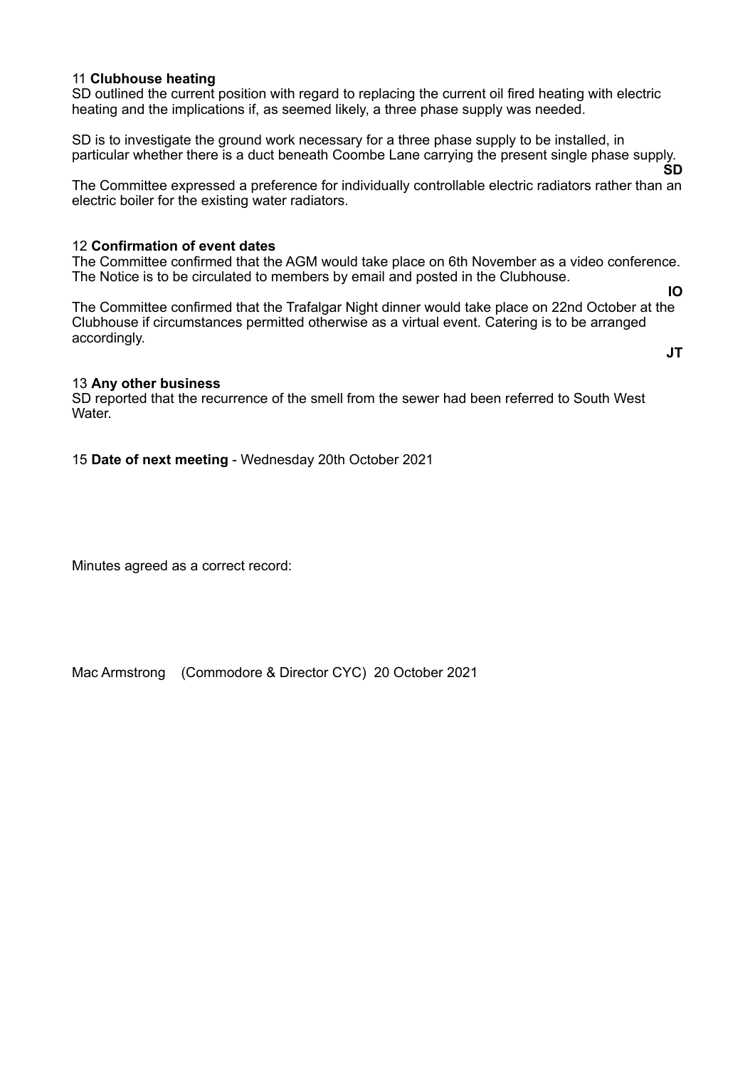11 **Clubhouse heating**
SD outlined the current position with regard to replacing the current oil fired heating with electric heating and the implications if, as seemed likely, a three phase supply was needed.

SD is to investigate the ground work necessary for a three phase supply to be installed, in particular whether there is a duct beneath Coombe Lane carrying the present single phase supply.
**SD**

The Committee expressed a preference for individually controllable electric radiators rather than an electric boiler for the existing water radiators.

12 **Confirmation of event dates**
The Committee confirmed that the AGM would take place on 6th November as a video conference. The Notice is to be circulated to members by email and posted in the Clubhouse.
**IO**

The Committee confirmed that the Trafalgar Night dinner would take place on 22nd October at the Clubhouse if circumstances permitted otherwise as a virtual event. Catering is to be arranged accordingly.
**JT**

13 **Any other business**
SD reported that the recurrence of the smell from the sewer had been referred to South West Water.

15 **Date of next meeting** - Wednesday 20th October 2021

Minutes agreed as a correct record:

Mac Armstrong (Commodore & Director CYC) 20 October 2021